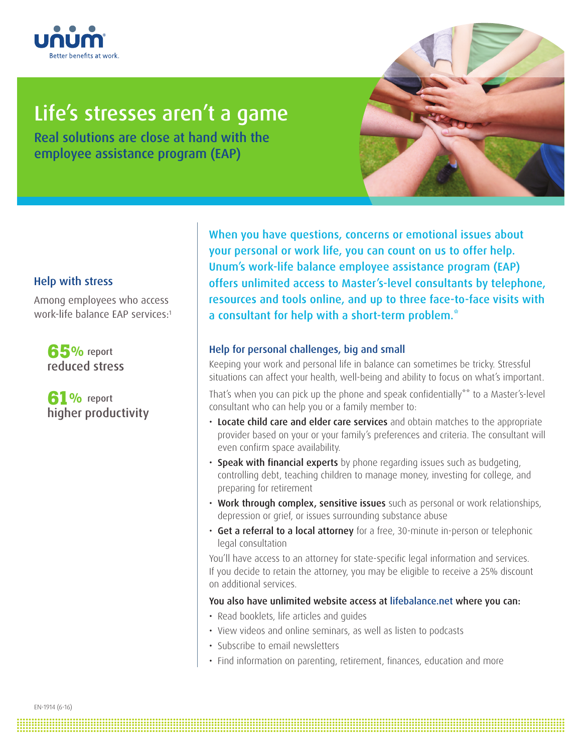Better benefits at work.

# Life's stresses aren't a game

## Real solutions are close at hand with the employee assistance program (EAP)

### Help with stress

Among employees who access work-life balance EAP services:[1]

**65%** report reduced stress

**61%** report higher productivity

When you have questions, concerns or emotional issues about your personal or work life, you can count on us to offer help. Unum's work-life balance employee assistance program (EAP) offers unlimited access to Master's-level consultants by telephone, resources and tools online, and up to three face-to-face visits with a consultant for help with a short-term problem.*

### Help for personal challenges, big and small

Keeping your work and personal life in balance can sometimes be tricky. Stressful situations can affect your health, well-being and ability to focus on what's important.

That's when you can pick up the phone and speak confidentially** to a Master's-level consultant who can help you or a family member to:

- **Locate child care and elder care services** and obtain matches to the appropriate provider based on your or your family's preferences and criteria. The consultant will even confirm space availability.
- **Speak with financial experts** by phone regarding issues such as budgeting, controlling debt, teaching children to manage money, investing for college, and preparing for retirement
- **Work through complex, sensitive issues** such as personal or work relationships, depression or grief, or issues surrounding substance abuse
- **Get a referral to a local attorney** for a free, 30-minute in-person or telephonic legal consultation

You'll have access to an attorney for state-specific legal information and services. If you decide to retain the attorney, you may be eligible to receive a 25% discount on additional services.

**You also have unlimited website access at lifebalance.net where you can:**

- Read booklets, life articles and guides
- View videos and online seminars, as well as listen to podcasts
- Subscribe to email newsletters
- Find information on parenting, retirement, finances, education and more

EN-1914 (6-16)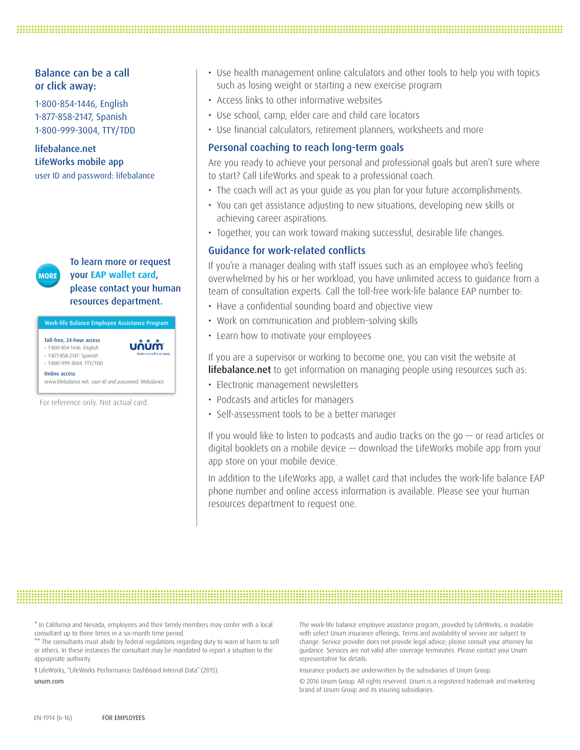### Balance can be a call or click away:

1-800-854-1446, English
1-877-858-2147, Spanish
1-800-999-3004, TTY/TDD

lifebalance.net
LifeWorks mobile app
user ID and password: lifebalance

MORE

**To learn more or request your EAP wallet card, please contact your human resources department.**

Work-life Balance Employee Assistance Program

Toll-free, 24-hour access
- 1-800-854-1446: English
- 1-877-858-2147: Spanish
- 1-800-999-3004: TTY/TDD

unum
Better benefits at work.

Online access
www.lifebalance.net; *user ID and password:* lifebalance

For reference only. Not actual card.

- Use health management online calculators and other tools to help you with topics such as losing weight or starting a new exercise program
- Access links to other informative websites
- Use school, camp, elder care and child care locators
- Use financial calculators, retirement planners, worksheets and more

### Personal coaching to reach long-term goals

Are you ready to achieve your personal and professional goals but aren't sure where to start? Call LifeWorks and speak to a professional coach.

- The coach will act as your guide as you plan for your future accomplishments.
- You can get assistance adjusting to new situations, developing new skills or achieving career aspirations.
- Together, you can work toward making successful, desirable life changes.

### Guidance for work-related conflicts

If you're a manager dealing with staff issues such as an employee who's feeling overwhelmed by his or her workload, you have unlimited access to guidance from a team of consultation experts. Call the toll-free work-life balance EAP number to:

- Have a confidential sounding board and objective view
- Work on communication and problem-solving skills
- Learn how to motivate your employees

If you are a supervisor or working to become one, you can visit the website at **lifebalance.net** to get information on managing people using resources such as:

- Electronic management newsletters
- Podcasts and articles for managers
- Self-assessment tools to be a better manager

If you would like to listen to podcasts and audio tracks on the go — or read articles or digital booklets on a mobile device — download the LifeWorks mobile app from your app store on your mobile device.

In addition to the LifeWorks app, a wallet card that includes the work-life balance EAP phone number and online access information is available. Please see your human resources department to request one.

* In California and Nevada, employees and their family members may confer with a local consultant up to three times in a six-month time period.
** The consultants must abide by federal regulations regarding duty to warn of harm to self or others. In these instances the consultant may be mandated to report a situation to the appropriate authority.

1 LifeWorks, "LifeWorks Performance Dashboard Internal Data" (2015).

unum.com

The work-life balance employee assistance program, provided by LifeWorks, is available with select Unum insurance offerings. Terms and availability of service are subject to change. Service provider does not provide legal advice; please consult your attorney for guidance. Services are not valid after coverage terminates. Please contact your Unum representative for details.

Insurance products are underwritten by the subsidiaries of Unum Group.

© 2016 Unum Group. All rights reserved. Unum is a registered trademark and marketing brand of Unum Group and its insuring subsidiaries.

EN-1914 (6-16) FOR EMPLOYEES